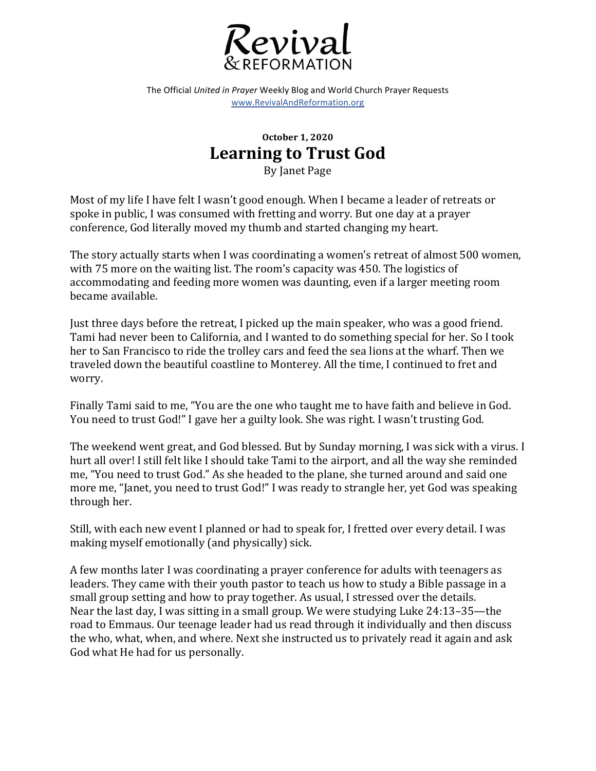# Revival & REFORMATION

The Official *United in Prayer* Weekly Blog and World Church Prayer Requests
www.RevivalAndReformation.org

**October 1, 2020**

## Learning to Trust God

By Janet Page

Most of my life I have felt I wasn't good enough. When I became a leader of retreats or spoke in public, I was consumed with fretting and worry. But one day at a prayer conference, God literally moved my thumb and started changing my heart.

The story actually starts when I was coordinating a women's retreat of almost 500 women, with 75 more on the waiting list. The room's capacity was 450. The logistics of accommodating and feeding more women was daunting, even if a larger meeting room became available.

Just three days before the retreat, I picked up the main speaker, who was a good friend. Tami had never been to California, and I wanted to do something special for her. So I took her to San Francisco to ride the trolley cars and feed the sea lions at the wharf. Then we traveled down the beautiful coastline to Monterey. All the time, I continued to fret and worry.

Finally Tami said to me, "You are the one who taught me to have faith and believe in God. You need to trust God!" I gave her a guilty look. She was right. I wasn't trusting God.

The weekend went great, and God blessed. But by Sunday morning, I was sick with a virus. I hurt all over! I still felt like I should take Tami to the airport, and all the way she reminded me, "You need to trust God." As she headed to the plane, she turned around and said one more me, "Janet, you need to trust God!" I was ready to strangle her, yet God was speaking through her.

Still, with each new event I planned or had to speak for, I fretted over every detail. I was making myself emotionally (and physically) sick.

A few months later I was coordinating a prayer conference for adults with teenagers as leaders. They came with their youth pastor to teach us how to study a Bible passage in a small group setting and how to pray together. As usual, I stressed over the details.
Near the last day, I was sitting in a small group. We were studying Luke 24:13–35—the road to Emmaus. Our teenage leader had us read through it individually and then discuss the who, what, when, and where. Next she instructed us to privately read it again and ask God what He had for us personally.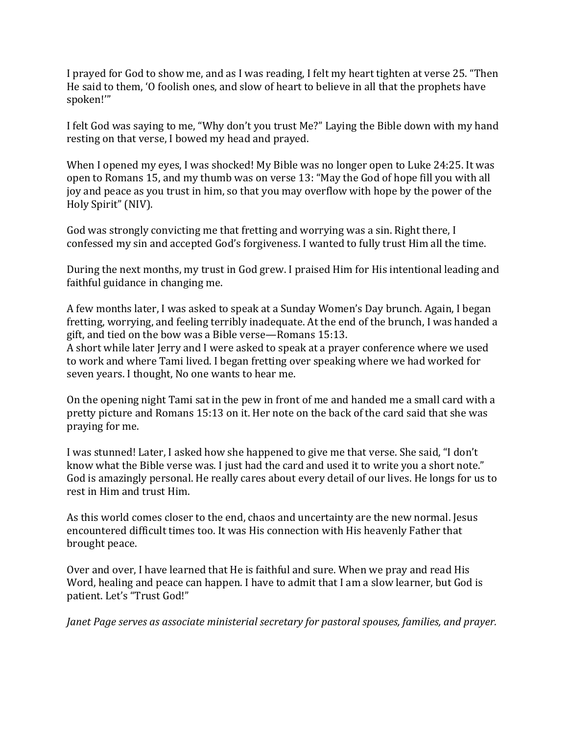I prayed for God to show me, and as I was reading, I felt my heart tighten at verse 25. "Then He said to them, 'O foolish ones, and slow of heart to believe in all that the prophets have spoken!'"

I felt God was saying to me, "Why don't you trust Me?" Laying the Bible down with my hand resting on that verse, I bowed my head and prayed.

When I opened my eyes, I was shocked! My Bible was no longer open to Luke 24:25. It was open to Romans 15, and my thumb was on verse 13: "May the God of hope fill you with all joy and peace as you trust in him, so that you may overflow with hope by the power of the Holy Spirit" (NIV).

God was strongly convicting me that fretting and worrying was a sin. Right there, I confessed my sin and accepted God's forgiveness. I wanted to fully trust Him all the time.

During the next months, my trust in God grew. I praised Him for His intentional leading and faithful guidance in changing me.

A few months later, I was asked to speak at a Sunday Women's Day brunch. Again, I began fretting, worrying, and feeling terribly inadequate. At the end of the brunch, I was handed a gift, and tied on the bow was a Bible verse—Romans 15:13.
A short while later Jerry and I were asked to speak at a prayer conference where we used to work and where Tami lived. I began fretting over speaking where we had worked for seven years. I thought, No one wants to hear me.

On the opening night Tami sat in the pew in front of me and handed me a small card with a pretty picture and Romans 15:13 on it. Her note on the back of the card said that she was praying for me.

I was stunned! Later, I asked how she happened to give me that verse. She said, "I don't know what the Bible verse was. I just had the card and used it to write you a short note." God is amazingly personal. He really cares about every detail of our lives. He longs for us to rest in Him and trust Him.

As this world comes closer to the end, chaos and uncertainty are the new normal. Jesus encountered difficult times too. It was His connection with His heavenly Father that brought peace.

Over and over, I have learned that He is faithful and sure. When we pray and read His Word, healing and peace can happen. I have to admit that I am a slow learner, but God is patient. Let's "Trust God!"

*Janet Page serves as associate ministerial secretary for pastoral spouses, families, and prayer.*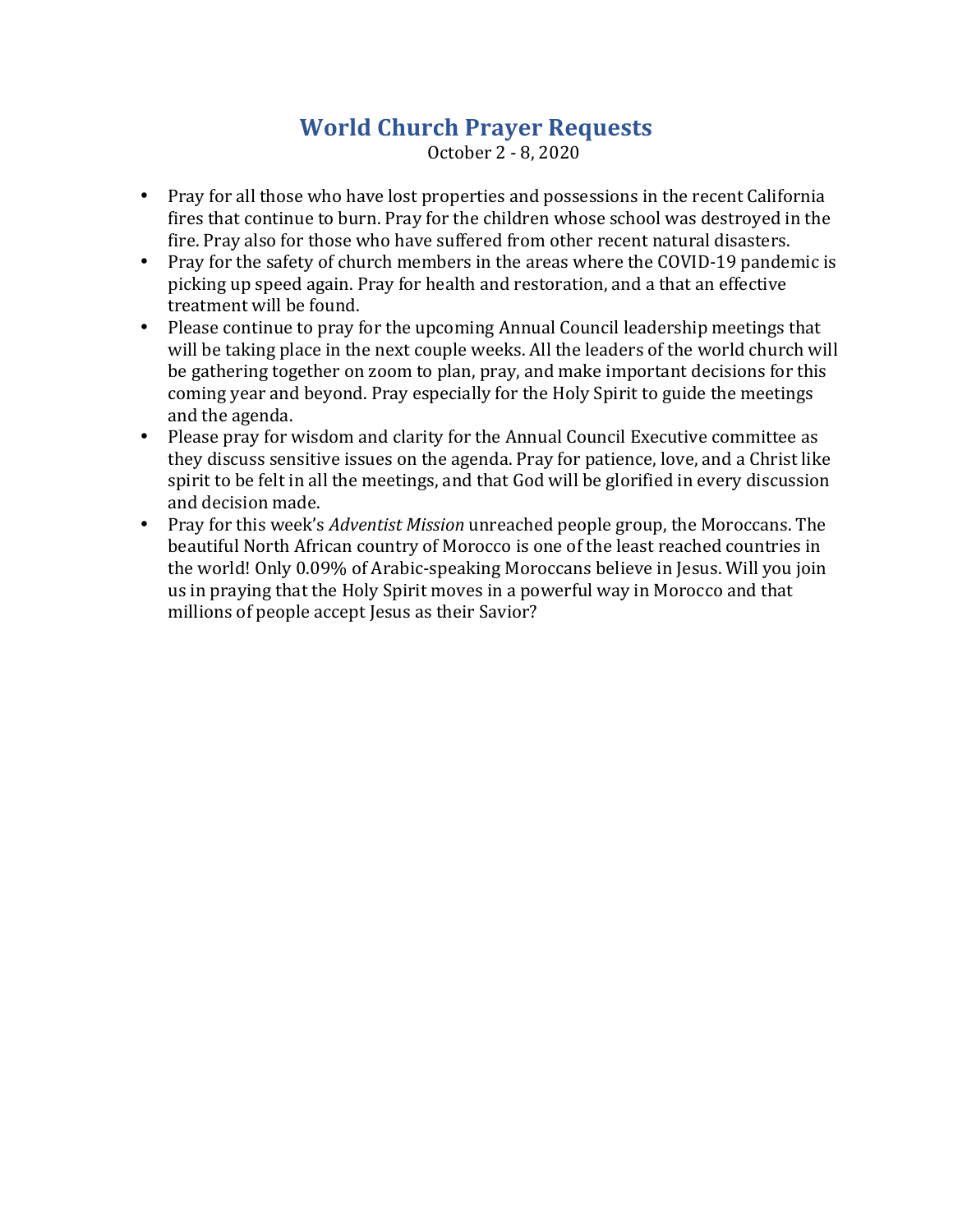# World Church Prayer Requests

October 2 - 8, 2020

- Pray for all those who have lost properties and possessions in the recent California fires that continue to burn. Pray for the children whose school was destroyed in the fire. Pray also for those who have suffered from other recent natural disasters.
- Pray for the safety of church members in the areas where the COVID-19 pandemic is picking up speed again. Pray for health and restoration, and a that an effective treatment will be found.
- Please continue to pray for the upcoming Annual Council leadership meetings that will be taking place in the next couple weeks. All the leaders of the world church will be gathering together on zoom to plan, pray, and make important decisions for this coming year and beyond. Pray especially for the Holy Spirit to guide the meetings and the agenda.
- Please pray for wisdom and clarity for the Annual Council Executive committee as they discuss sensitive issues on the agenda. Pray for patience, love, and a Christ like spirit to be felt in all the meetings, and that God will be glorified in every discussion and decision made.
- Pray for this week's *Adventist Mission* unreached people group, the Moroccans. The beautiful North African country of Morocco is one of the least reached countries in the world! Only 0.09% of Arabic-speaking Moroccans believe in Jesus. Will you join us in praying that the Holy Spirit moves in a powerful way in Morocco and that millions of people accept Jesus as their Savior?